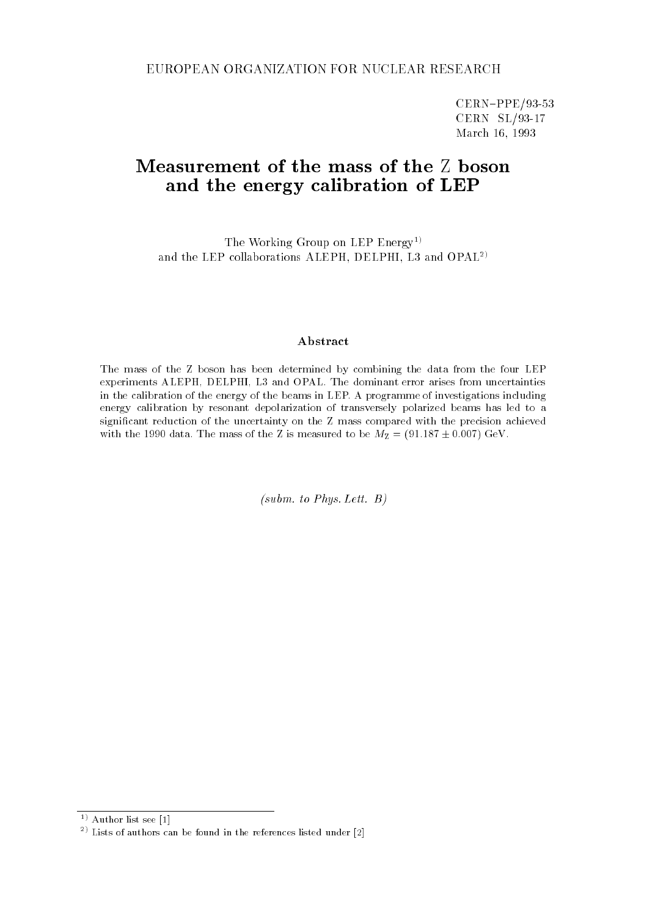EUROPEAN ORGANIZATION FOR NUCLEAR RESEARCH

CERN–PPE/93-53
CERN SL/93-17
March 16, 1993

# Measurement of the mass of the Z boson and the energy calibration of LEP

The Working Group on LEP Energy[1)]
and the LEP collaborations ALEPH, DELPHI, L3 and OPAL[2)]

### Abstract

The mass of the Z boson has been determined by combining the data from the four LEP experiments ALEPH, DELPHI, L3 and OPAL. The dominant error arises from uncertainties in the calibration of the energy of the beams in LEP. A programme of investigations including energy calibration by resonant depolarization of transversely polarized beams has led to a significant reduction of the uncertainty on the Z mass compared with the precision achieved with the 1990 data. The mass of the Z is measured to be $M_{\mathrm{Z}} = (91.187 \pm 0.007)$ GeV.

*(subm. to Phys. Lett. B)*

---

[1)] Author list see [1]

[2)] Lists of authors can be found in the references listed under [2]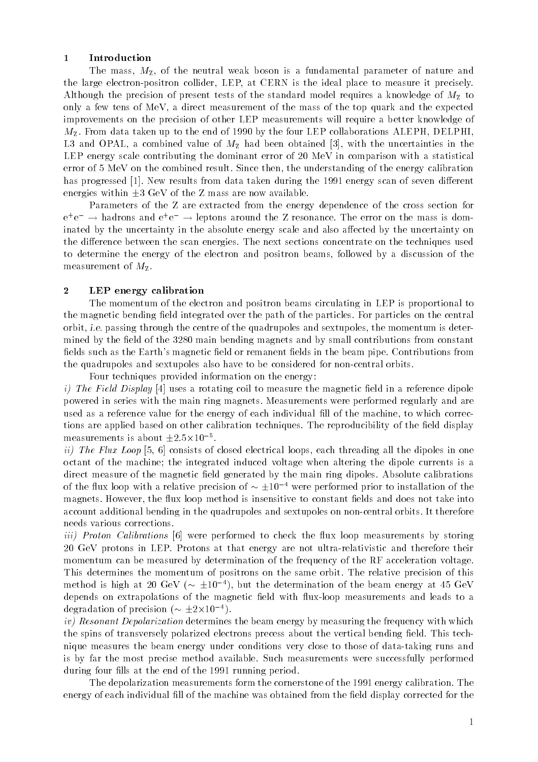## 1 Introduction

The mass, $M_Z$, of the neutral weak boson is a fundamental parameter of nature and the large electron-positron collider, LEP, at CERN is the ideal place to measure it precisely. Although the precision of present tests of the standard model requires a knowledge of $M_Z$ to only a few tens of MeV, a direct measurement of the mass of the top quark and the expected improvements on the precision of other LEP measurements will require a better knowledge of $M_Z$. From data taken up to the end of 1990 by the four LEP collaborations ALEPH, DELPHI, L3 and OPAL, a combined value of $M_Z$ had been obtained [3], with the uncertainties in the LEP energy scale contributing the dominant error of 20 MeV in comparison with a statistical error of 5 MeV on the combined result. Since then, the understanding of the energy calibration has progressed [1]. New results from data taken during the 1991 energy scan of seven different energies within $\pm 3$ GeV of the Z mass are now available.

Parameters of the Z are extracted from the energy dependence of the cross section for $e^+e^- \rightarrow$ hadrons and $e^+e^- \rightarrow$ leptons around the Z resonance. The error on the mass is dominated by the uncertainty in the absolute energy scale and also affected by the uncertainty on the difference between the scan energies. The next sections concentrate on the techniques used to determine the energy of the electron and positron beams, followed by a discussion of the measurement of $M_Z$.

## 2 LEP energy calibration

The momentum of the electron and positron beams circulating in LEP is proportional to the magnetic bending field integrated over the path of the particles. For particles on the central orbit, *i.e.* passing through the centre of the quadrupoles and sextupoles, the momentum is determined by the field of the 3280 main bending magnets and by small contributions from constant fields such as the Earth's magnetic field or remanent fields in the beam pipe. Contributions from the quadrupoles and sextupoles also have to be considered for non-central orbits.

Four techniques provided information on the energy:

*i) The Field Display* [4] uses a rotating coil to measure the magnetic field in a reference dipole powered in series with the main ring magnets. Measurements were performed regularly and are used as a reference value for the energy of each individual fill of the machine, to which corrections are applied based on other calibration techniques. The reproducibility of the field display measurements is about $\pm 2.5 \times 10^{-5}$.

*ii) The Flux Loop* [5, 6] consists of closed electrical loops, each threading all the dipoles in one octant of the machine; the integrated induced voltage when altering the dipole currents is a direct measure of the magnetic field generated by the main ring dipoles. Absolute calibrations of the flux loop with a relative precision of $\sim \pm 10^{-4}$ were performed prior to installation of the magnets. However, the flux loop method is insensitive to constant fields and does not take into account additional bending in the quadrupoles and sextupoles on non-central orbits. It therefore needs various corrections.

*iii) Proton Calibrations* [6] were performed to check the flux loop measurements by storing 20 GeV protons in LEP. Protons at that energy are not ultra-relativistic and therefore their momentum can be measured by determination of the frequency of the RF acceleration voltage. This determines the momentum of positrons on the same orbit. The relative precision of this method is high at 20 GeV ($\sim \pm 10^{-4}$), but the determination of the beam energy at 45 GeV depends on extrapolations of the magnetic field with flux-loop measurements and leads to a degradation of precision ($\sim \pm 2 \times 10^{-4}$).

*iv) Resonant Depolarization* determines the beam energy by measuring the frequency with which the spins of transversely polarized electrons precess about the vertical bending field. This technique measures the beam energy under conditions very close to those of data-taking runs and is by far the most precise method available. Such measurements were successfully performed during four fills at the end of the 1991 running period.

The depolarization measurements form the cornerstone of the 1991 energy calibration. The energy of each individual fill of the machine was obtained from the field display corrected for the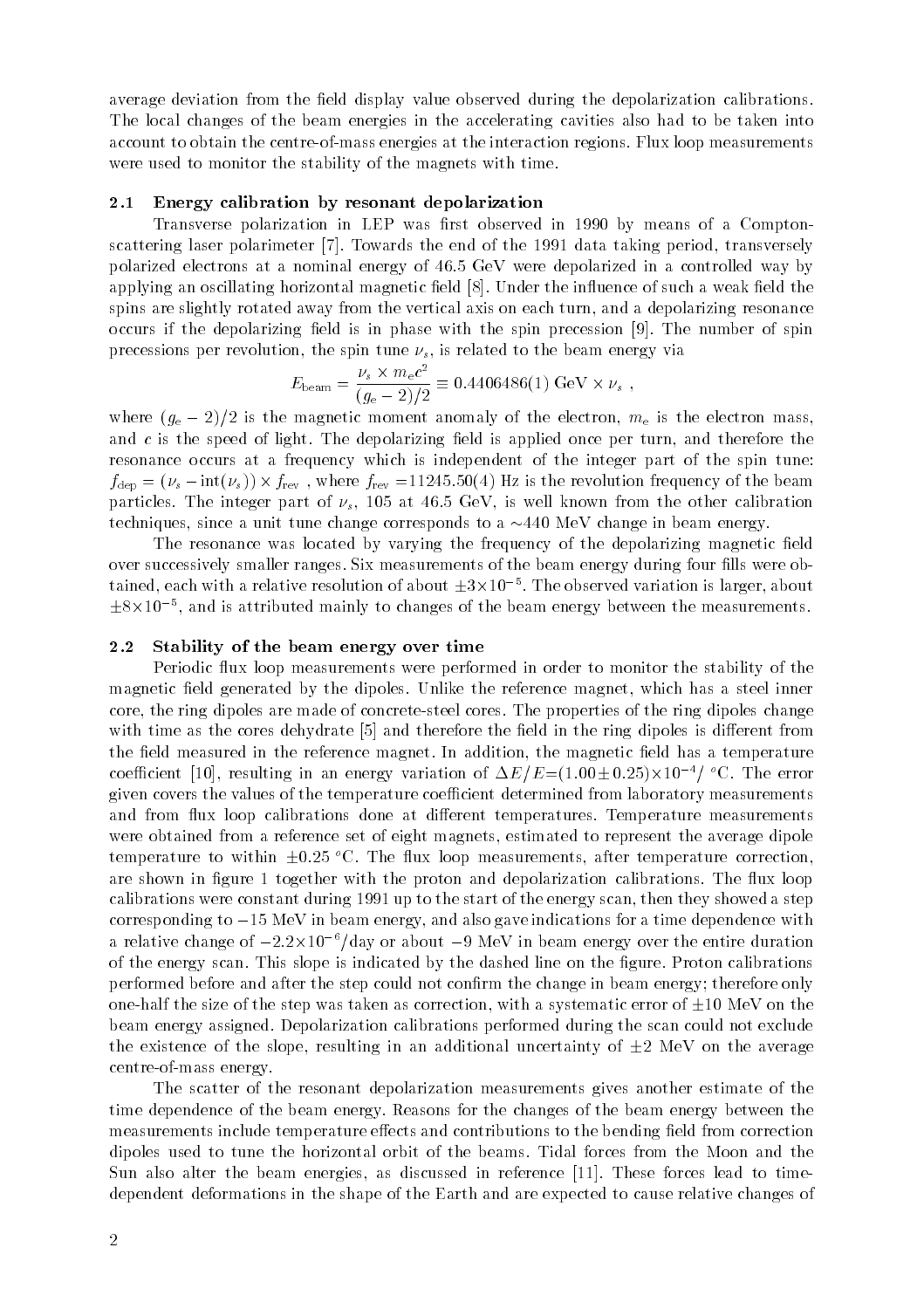average deviation from the field display value observed during the depolarization calibrations. The local changes of the beam energies in the accelerating cavities also had to be taken into account to obtain the centre-of-mass energies at the interaction regions. Flux loop measurements were used to monitor the stability of the magnets with time.

### 2.1 Energy calibration by resonant depolarization

Transverse polarization in LEP was first observed in 1990 by means of a Compton-scattering laser polarimeter [7]. Towards the end of the 1991 data taking period, transversely polarized electrons at a nominal energy of 46.5 GeV were depolarized in a controlled way by applying an oscillating horizontal magnetic field [8]. Under the influence of such a weak field the spins are slightly rotated away from the vertical axis on each turn, and a depolarizing resonance occurs if the depolarizing field is in phase with the spin precession [9]. The number of spin precessions per revolution, the spin tune $\nu_s$, is related to the beam energy via

$$E_{\mathrm{beam}} = \frac{\nu_s \times m_e c^2}{(g_e - 2)/2} \equiv 0.4406486(1)\ \mathrm{GeV} \times \nu_s\ ,$$

where $(g_e - 2)/2$ is the magnetic moment anomaly of the electron, $m_e$ is the electron mass, and $c$ is the speed of light. The depolarizing field is applied once per turn, and therefore the resonance occurs at a frequency which is independent of the integer part of the spin tune: $f_{\mathrm{dep}} = (\nu_s - \mathrm{int}(\nu_s)) \times f_{\mathrm{rev}}$ , where $f_{\mathrm{rev}}$ =11245.50(4) Hz is the revolution frequency of the beam particles. The integer part of $\nu_s$, 105 at 46.5 GeV, is well known from the other calibration techniques, since a unit tune change corresponds to a $\sim$440 MeV change in beam energy.

The resonance was located by varying the frequency of the depolarizing magnetic field over successively smaller ranges. Six measurements of the beam energy during four fills were obtained, each with a relative resolution of about $\pm 3\times 10^{-5}$. The observed variation is larger, about $\pm 8\times 10^{-5}$, and is attributed mainly to changes of the beam energy between the measurements.

### 2.2 Stability of the beam energy over time

Periodic flux loop measurements were performed in order to monitor the stability of the magnetic field generated by the dipoles. Unlike the reference magnet, which has a steel inner core, the ring dipoles are made of concrete-steel cores. The properties of the ring dipoles change with time as the cores dehydrate [5] and therefore the field in the ring dipoles is different from the field measured in the reference magnet. In addition, the magnetic field has a temperature coefficient [10], resulting in an energy variation of $\Delta E/E = (1.00 \pm 0.25)\times 10^{-4}/\ ^{o}\mathrm{C}$. The error given covers the values of the temperature coefficient determined from laboratory measurements and from flux loop calibrations done at different temperatures. Temperature measurements were obtained from a reference set of eight magnets, estimated to represent the average dipole temperature to within $\pm 0.25\ ^{o}\mathrm{C}$. The flux loop measurements, after temperature correction, are shown in figure 1 together with the proton and depolarization calibrations. The flux loop calibrations were constant during 1991 up to the start of the energy scan, then they showed a step corresponding to $-15$ MeV in beam energy, and also gave indications for a time dependence with a relative change of $-2.2\times 10^{-6}$/day or about $-9$ MeV in beam energy over the entire duration of the energy scan. This slope is indicated by the dashed line on the figure. Proton calibrations performed before and after the step could not confirm the change in beam energy; therefore only one-half the size of the step was taken as correction, with a systematic error of $\pm 10$ MeV on the beam energy assigned. Depolarization calibrations performed during the scan could not exclude the existence of the slope, resulting in an additional uncertainty of $\pm 2$ MeV on the average centre-of-mass energy.

The scatter of the resonant depolarization measurements gives another estimate of the time dependence of the beam energy. Reasons for the changes of the beam energy between the measurements include temperature effects and contributions to the bending field from correction dipoles used to tune the horizontal orbit of the beams. Tidal forces from the Moon and the Sun also alter the beam energies, as discussed in reference [11]. These forces lead to time-dependent deformations in the shape of the Earth and are expected to cause relative changes of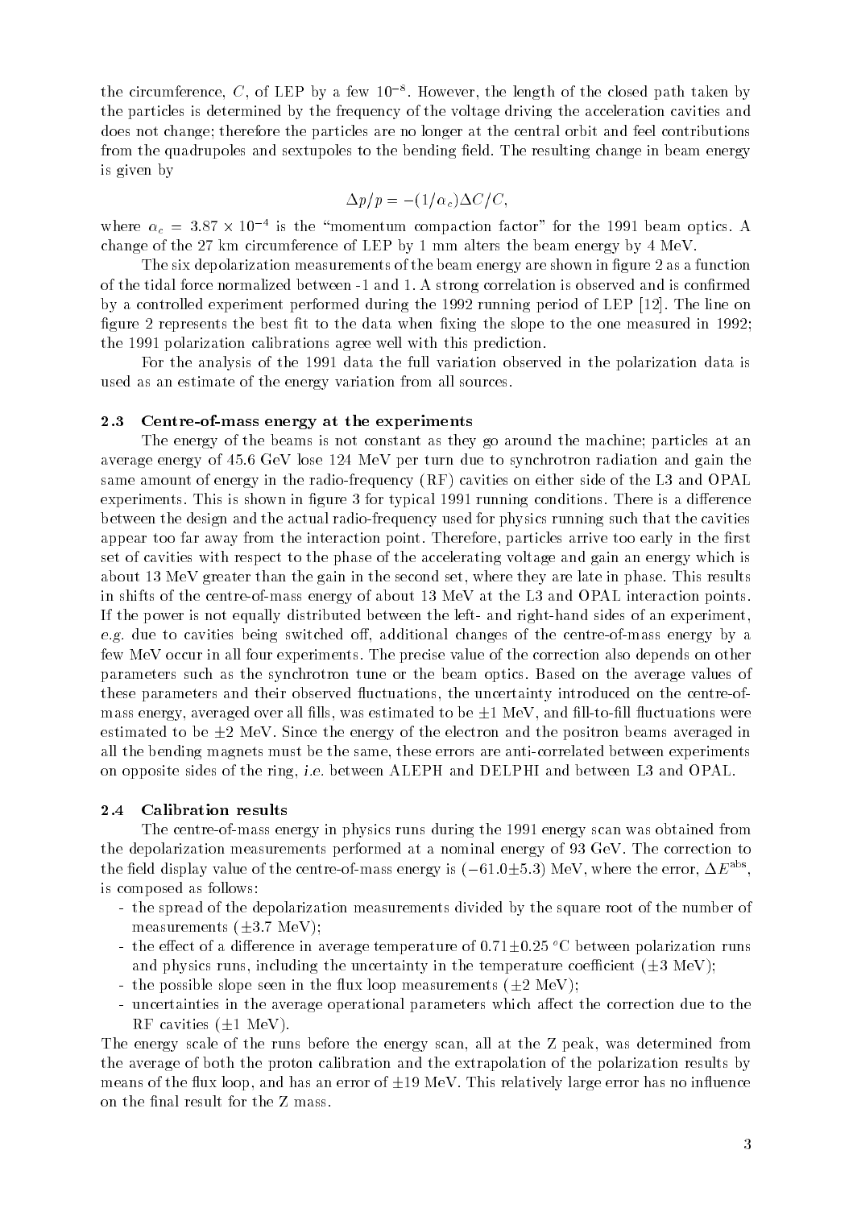the circumference, $C$, of LEP by a few $10^{-8}$. However, the length of the closed path taken by the particles is determined by the frequency of the voltage driving the acceleration cavities and does not change; therefore the particles are no longer at the central orbit and feel contributions from the quadrupoles and sextupoles to the bending field. The resulting change in beam energy is given by

$$\Delta p/p = -(1/\alpha_c)\Delta C/C,$$

where $\alpha_c = 3.87 \times 10^{-4}$ is the "momentum compaction factor" for the 1991 beam optics. A change of the 27 km circumference of LEP by 1 mm alters the beam energy by 4 MeV.

The six depolarization measurements of the beam energy are shown in figure 2 as a function of the tidal force normalized between -1 and 1. A strong correlation is observed and is confirmed by a controlled experiment performed during the 1992 running period of LEP [12]. The line on figure 2 represents the best fit to the data when fixing the slope to the one measured in 1992; the 1991 polarization calibrations agree well with this prediction.

For the analysis of the 1991 data the full variation observed in the polarization data is used as an estimate of the energy variation from all sources.

### 2.3 Centre-of-mass energy at the experiments

The energy of the beams is not constant as they go around the machine; particles at an average energy of 45.6 GeV lose 124 MeV per turn due to synchrotron radiation and gain the same amount of energy in the radio-frequency (RF) cavities on either side of the L3 and OPAL experiments. This is shown in figure 3 for typical 1991 running conditions. There is a difference between the design and the actual radio-frequency used for physics running such that the cavities appear too far away from the interaction point. Therefore, particles arrive too early in the first set of cavities with respect to the phase of the accelerating voltage and gain an energy which is about 13 MeV greater than the gain in the second set, where they are late in phase. This results in shifts of the centre-of-mass energy of about 13 MeV at the L3 and OPAL interaction points. If the power is not equally distributed between the left- and right-hand sides of an experiment, *e.g.* due to cavities being switched off, additional changes of the centre-of-mass energy by a few MeV occur in all four experiments. The precise value of the correction also depends on other parameters such as the synchrotron tune or the beam optics. Based on the average values of these parameters and their observed fluctuations, the uncertainty introduced on the centre-of-mass energy, averaged over all fills, was estimated to be $\pm 1$ MeV, and fill-to-fill fluctuations were estimated to be $\pm 2$ MeV. Since the energy of the electron and the positron beams averaged in all the bending magnets must be the same, these errors are anti-correlated between experiments on opposite sides of the ring, *i.e.* between ALEPH and DELPHI and between L3 and OPAL.

### 2.4 Calibration results

The centre-of-mass energy in physics runs during the 1991 energy scan was obtained from the depolarization measurements performed at a nominal energy of 93 GeV. The correction to the field display value of the centre-of-mass energy is $(-61.0 \pm 5.3)$ MeV, where the error, $\Delta E^{\mathrm{abs}}$, is composed as follows:

- the spread of the depolarization measurements divided by the square root of the number of measurements ($\pm 3.7$ MeV);
- the effect of a difference in average temperature of $0.71 \pm 0.25$ °C between polarization runs and physics runs, including the uncertainty in the temperature coefficient ($\pm 3$ MeV);
- the possible slope seen in the flux loop measurements ($\pm 2$ MeV);
- uncertainties in the average operational parameters which affect the correction due to the RF cavities ($\pm 1$ MeV).

The energy scale of the runs before the energy scan, all at the Z peak, was determined from the average of both the proton calibration and the extrapolation of the polarization results by means of the flux loop, and has an error of $\pm 19$ MeV. This relatively large error has no influence on the final result for the Z mass.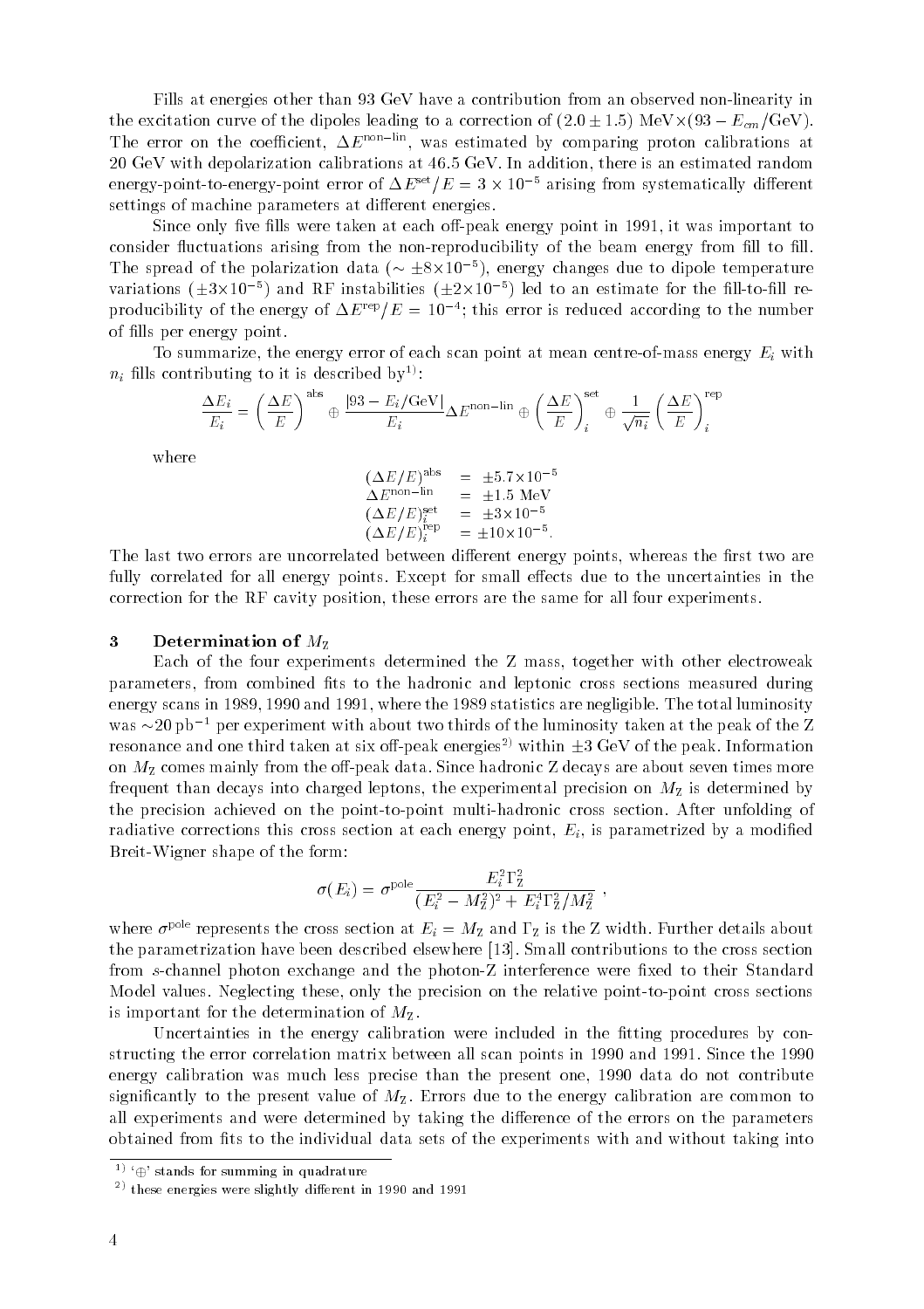Fills at energies other than 93 GeV have a contribution from an observed non-linearity in the excitation curve of the dipoles leading to a correction of $(2.0 \pm 1.5)$ MeV$\times(93 - E_{cm}/\mathrm{GeV})$. The error on the coefficient, $\Delta E^{\mathrm{non-lin}}$, was estimated by comparing proton calibrations at 20 GeV with depolarization calibrations at 46.5 GeV. In addition, there is an estimated random energy-point-to-energy-point error of $\Delta E^{\mathrm{set}}/E = 3 \times 10^{-5}$ arising from systematically different settings of machine parameters at different energies.

Since only five fills were taken at each off-peak energy point in 1991, it was important to consider fluctuations arising from the non-reproducibility of the beam energy from fill to fill. The spread of the polarization data ($\sim \pm 8\times 10^{-5}$), energy changes due to dipole temperature variations ($\pm 3\times 10^{-5}$) and RF instabilities ($\pm 2\times 10^{-5}$) led to an estimate for the fill-to-fill reproducibility of the energy of $\Delta E^{\mathrm{rep}}/E = 10^{-4}$; this error is reduced according to the number of fills per energy point.

To summarize, the energy error of each scan point at mean centre-of-mass energy $E_i$ with $n_i$ fills contributing to it is described by[1]:

$$\frac{\Delta E_i}{E_i} = \left(\frac{\Delta E}{E}\right)^{\mathrm{abs}} \oplus \frac{|93 - E_i/\mathrm{GeV}|}{E_i} \Delta E^{\mathrm{non-lin}} \oplus \left(\frac{\Delta E}{E}\right)^{\mathrm{set}}_i \oplus \frac{1}{\sqrt{n_i}} \left(\frac{\Delta E}{E}\right)^{\mathrm{rep}}_i$$

where

$$\begin{aligned}
(\Delta E/E)^{\mathrm{abs}} &= \pm 5.7\times 10^{-5} \\
\Delta E^{\mathrm{non-lin}} &= \pm 1.5 \text{ MeV} \\
(\Delta E/E)^{\mathrm{set}}_i &= \pm 3\times 10^{-5} \\
(\Delta E/E)^{\mathrm{rep}}_i &= \pm 10\times 10^{-5}.
\end{aligned}$$

The last two errors are uncorrelated between different energy points, whereas the first two are fully correlated for all energy points. Except for small effects due to the uncertainties in the correction for the RF cavity position, these errors are the same for all four experiments.

## 3 Determination of $M_Z$

Each of the four experiments determined the Z mass, together with other electroweak parameters, from combined fits to the hadronic and leptonic cross sections measured during energy scans in 1989, 1990 and 1991, where the 1989 statistics are negligible. The total luminosity was $\sim$20 pb$^{-1}$ per experiment with about two thirds of the luminosity taken at the peak of the Z resonance and one third taken at six off-peak energies[2] within $\pm 3$ GeV of the peak. Information on $M_Z$ comes mainly from the off-peak data. Since hadronic Z decays are about seven times more frequent than decays into charged leptons, the experimental precision on $M_Z$ is determined by the precision achieved on the point-to-point multi-hadronic cross section. After unfolding of radiative corrections this cross section at each energy point, $E_i$, is parametrized by a modified Breit-Wigner shape of the form:

$$\sigma(E_i) = \sigma^{\mathrm{pole}} \frac{E_i^2 \Gamma_Z^2}{(E_i^2 - M_Z^2)^2 + E_i^4 \Gamma_Z^2 / M_Z^2} \ ,$$

where $\sigma^{\mathrm{pole}}$ represents the cross section at $E_i = M_Z$ and $\Gamma_Z$ is the Z width. Further details about the parametrization have been described elsewhere [13]. Small contributions to the cross section from $s$-channel photon exchange and the photon-Z interference were fixed to their Standard Model values. Neglecting these, only the precision on the relative point-to-point cross sections is important for the determination of $M_Z$.

Uncertainties in the energy calibration were included in the fitting procedures by constructing the error correlation matrix between all scan points in 1990 and 1991. Since the 1990 energy calibration was much less precise than the present one, 1990 data do not contribute significantly to the present value of $M_Z$. Errors due to the energy calibration are common to all experiments and were determined by taking the difference of the errors on the parameters obtained from fits to the individual data sets of the experiments with and without taking into

---

[1] '$\oplus$' stands for summing in quadrature

[2] these energies were slightly different in 1990 and 1991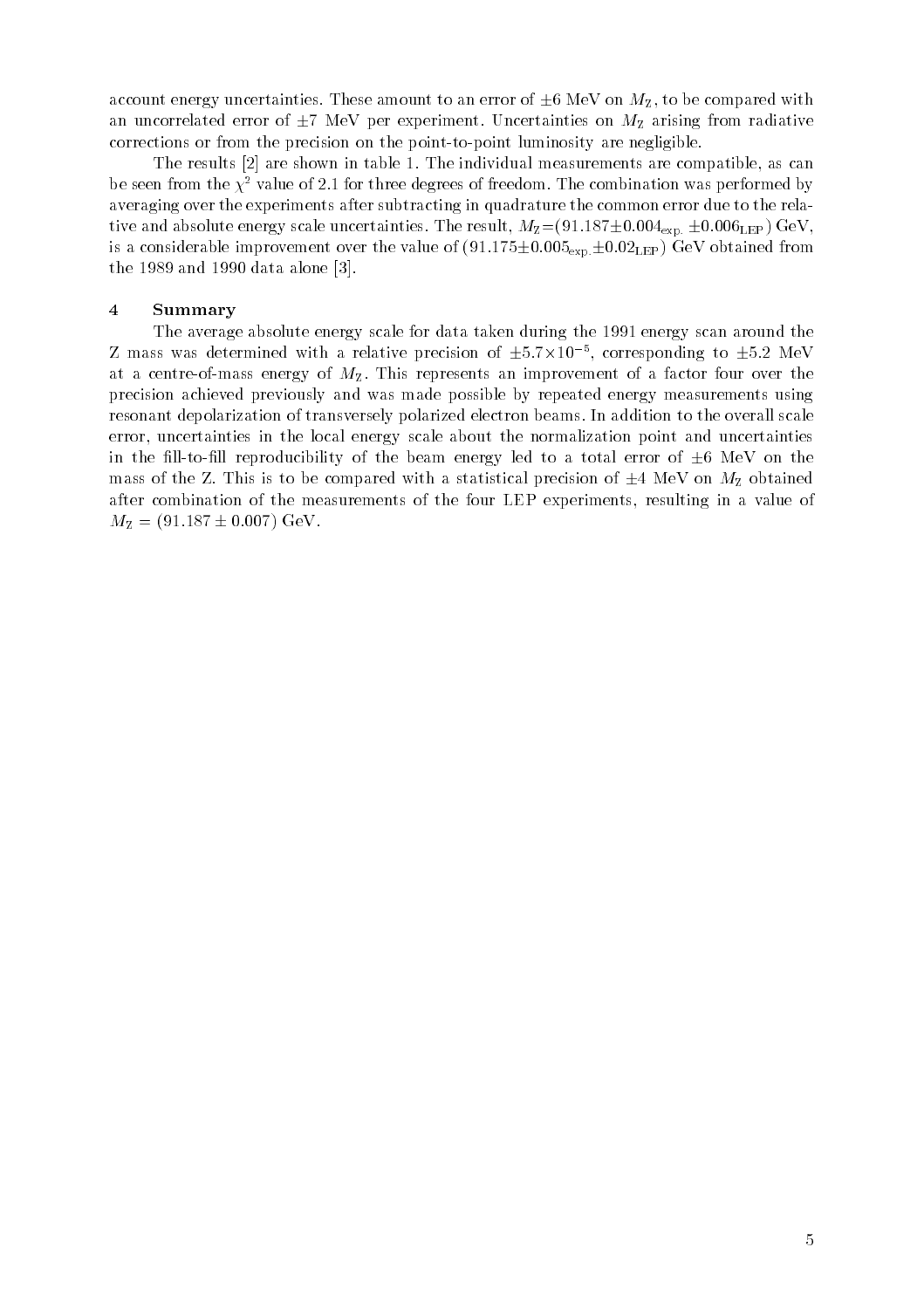account energy uncertainties. These amount to an error of $\pm 6$ MeV on $M_Z$, to be compared with an uncorrelated error of $\pm 7$ MeV per experiment. Uncertainties on $M_Z$ arising from radiative corrections or from the precision on the point-to-point luminosity are negligible.

The results [2] are shown in table 1. The individual measurements are compatible, as can be seen from the $\chi^2$ value of 2.1 for three degrees of freedom. The combination was performed by averaging over the experiments after subtracting in quadrature the common error due to the relative and absolute energy scale uncertainties. The result, $M_Z = (91.187 \pm 0.004_{\mathrm{exp.}} \pm 0.006_{\mathrm{LEP}})$ GeV, is a considerable improvement over the value of $(91.175 \pm 0.005_{\mathrm{exp.}} \pm 0.02_{\mathrm{LEP}})$ GeV obtained from the 1989 and 1990 data alone [3].

## 4 Summary

The average absolute energy scale for data taken during the 1991 energy scan around the Z mass was determined with a relative precision of $\pm 5.7 \times 10^{-5}$, corresponding to $\pm 5.2$ MeV at a centre-of-mass energy of $M_Z$. This represents an improvement of a factor four over the precision achieved previously and was made possible by repeated energy measurements using resonant depolarization of transversely polarized electron beams. In addition to the overall scale error, uncertainties in the local energy scale about the normalization point and uncertainties in the fill-to-fill reproducibility of the beam energy led to a total error of $\pm 6$ MeV on the mass of the Z. This is to be compared with a statistical precision of $\pm 4$ MeV on $M_Z$ obtained after combination of the measurements of the four LEP experiments, resulting in a value of $M_Z = (91.187 \pm 0.007)$ GeV.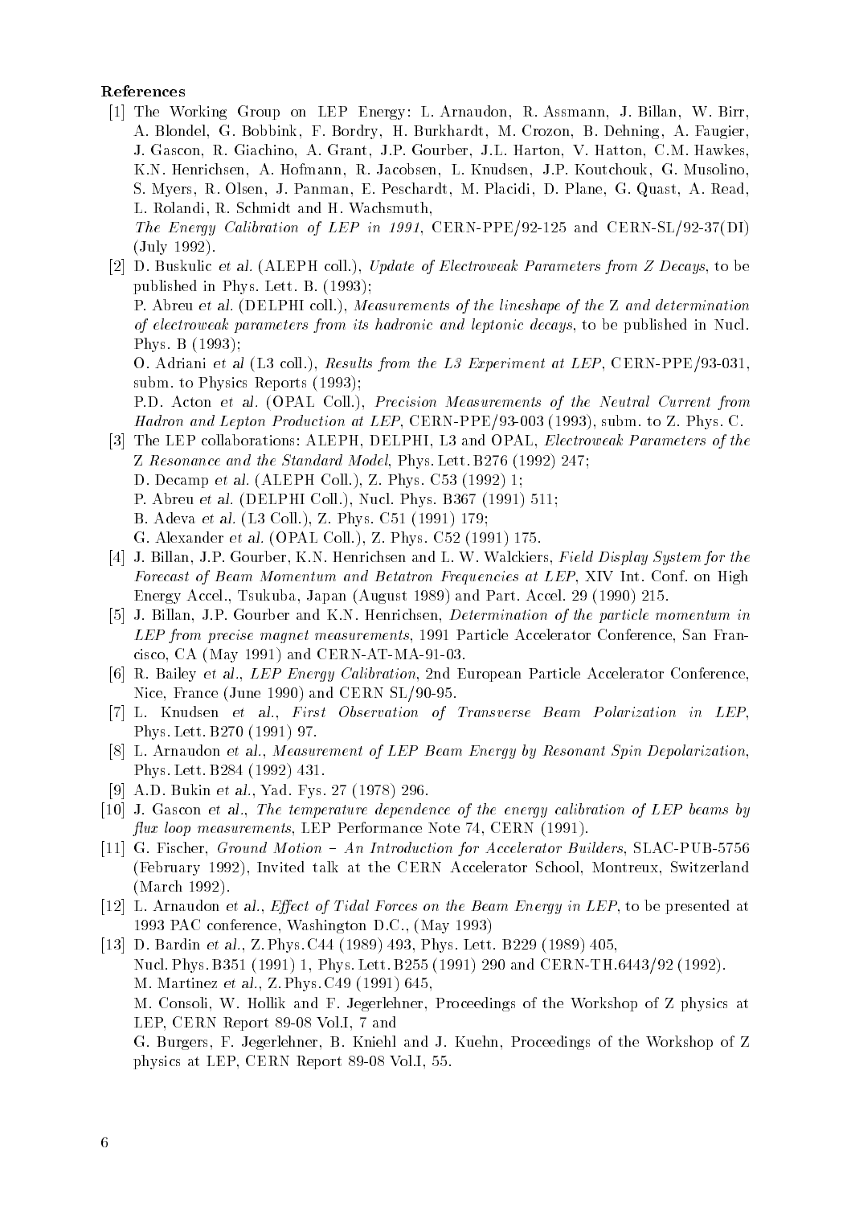### References

[1] The Working Group on LEP Energy: L. Arnaudon, R. Assmann, J. Billan, W. Birr, A. Blondel, G. Bobbink, F. Bordry, H. Burkhardt, M. Crozon, B. Dehning, A. Faugier, J. Gascon, R. Giachino, A. Grant, J.P. Gourber, J.L. Harton, V. Hatton, C.M. Hawkes, K.N. Henrichsen, A. Hofmann, R. Jacobsen, L. Knudsen, J.P. Koutchouk, G. Musolino, S. Myers, R. Olsen, J. Panman, E. Peschardt, M. Placidi, D. Plane, G. Quast, A. Read, L. Rolandi, R. Schmidt and H. Wachsmuth, *The Energy Calibration of LEP in 1991*, CERN-PPE/92-125 and CERN-SL/92-37(DI) (July 1992).

[2] D. Buskulic *et al.* (ALEPH coll.), *Update of Electroweak Parameters from Z Decays*, to be published in Phys. Lett. B. (1993);
P. Abreu *et al.* (DELPHI coll.), *Measurements of the lineshape of the Z and determination of electroweak parameters from its hadronic and leptonic decays*, to be published in Nucl. Phys. B (1993);
O. Adriani *et al* (L3 coll.), *Results from the L3 Experiment at LEP*, CERN-PPE/93-031, subm. to Physics Reports (1993);
P.D. Acton *et al.* (OPAL Coll.), *Precision Measurements of the Neutral Current from Hadron and Lepton Production at LEP*, CERN-PPE/93-003 (1993), subm. to Z. Phys. C.

[3] The LEP collaborations: ALEPH, DELPHI, L3 and OPAL, *Electroweak Parameters of the Z Resonance and the Standard Model*, Phys. Lett. B276 (1992) 247;
D. Decamp *et al.* (ALEPH Coll.), Z. Phys. C53 (1992) 1;
P. Abreu *et al.* (DELPHI Coll.), Nucl. Phys. B367 (1991) 511;
B. Adeva *et al.* (L3 Coll.), Z. Phys. C51 (1991) 179;
G. Alexander *et al.* (OPAL Coll.), Z. Phys. C52 (1991) 175.

[4] J. Billan, J.P. Gourber, K.N. Henrichsen and L. W. Walckiers, *Field Display System for the Forecast of Beam Momentum and Betatron Frequencies at LEP*, XIV Int. Conf. on High Energy Accel., Tsukuba, Japan (August 1989) and Part. Accel. 29 (1990) 215.

[5] J. Billan, J.P. Gourber and K.N. Henrichsen, *Determination of the particle momentum in LEP from precise magnet measurements*, 1991 Particle Accelerator Conference, San Francisco, CA (May 1991) and CERN-AT-MA-91-03.

[6] R. Bailey *et al.*, *LEP Energy Calibration*, 2nd European Particle Accelerator Conference, Nice, France (June 1990) and CERN SL/90-95.

[7] L. Knudsen *et al.*, *First Observation of Transverse Beam Polarization in LEP*, Phys. Lett. B270 (1991) 97.

[8] L. Arnaudon *et al.*, *Measurement of LEP Beam Energy by Resonant Spin Depolarization*, Phys. Lett. B284 (1992) 431.

[9] A.D. Bukin *et al.*, Yad. Fys. 27 (1978) 296.

[10] J. Gascon *et al.*, *The temperature dependence of the energy calibration of LEP beams by flux loop measurements*, LEP Performance Note 74, CERN (1991).

[11] G. Fischer, *Ground Motion – An Introduction for Accelerator Builders*, SLAC-PUB-5756 (February 1992), Invited talk at the CERN Accelerator School, Montreux, Switzerland (March 1992).

[12] L. Arnaudon *et al.*, *Effect of Tidal Forces on the Beam Energy in LEP*, to be presented at 1993 PAC conference, Washington D.C., (May 1993)

[13] D. Bardin *et al.*, Z. Phys. C44 (1989) 493, Phys. Lett. B229 (1989) 405, Nucl. Phys. B351 (1991) 1, Phys. Lett. B255 (1991) 290 and CERN-TH.6443/92 (1992).
M. Martinez *et al.*, Z. Phys. C49 (1991) 645,
M. Consoli, W. Hollik and F. Jegerlehner, Proceedings of the Workshop of Z physics at LEP, CERN Report 89-08 Vol.I, 7 and
G. Burgers, F. Jegerlehner, B. Kniehl and J. Kuehn, Proceedings of the Workshop of Z physics at LEP, CERN Report 89-08 Vol.I, 55.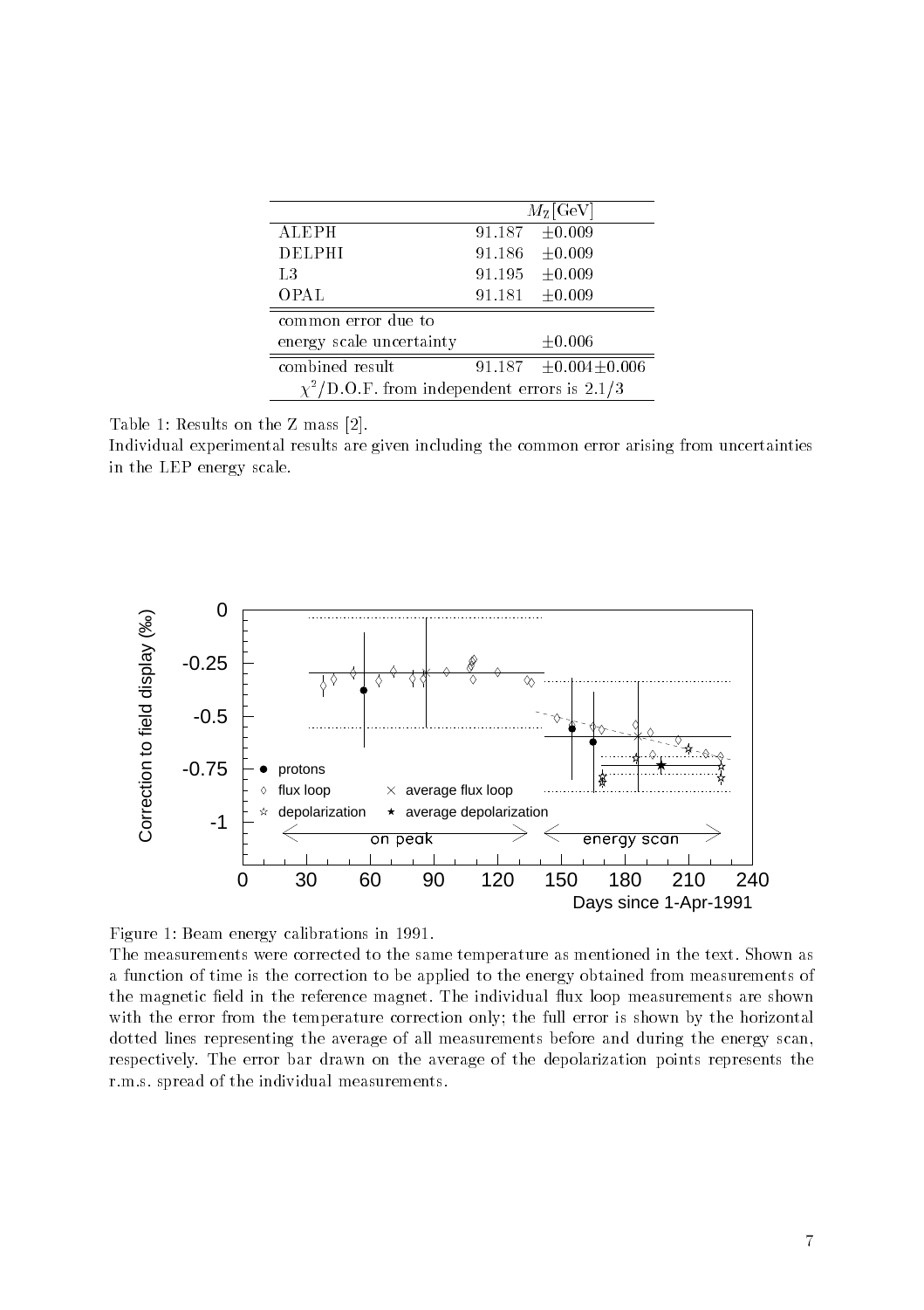| | $M_Z$[GeV] | |
|---|---|---|
| ALEPH | 91.187 | $\pm 0.009$ |
| DELPHI | 91.186 | $\pm 0.009$ |
| L3 | 91.195 | $\pm 0.009$ |
| OPAL | 91.181 | $\pm 0.009$ |
| common error due to energy scale uncertainty | | $\pm 0.006$ |
| combined result | 91.187 | $\pm 0.004 \pm 0.006$ |
| $\chi^2$/D.O.F. from independent errors is 2.1/3 | | |

Table 1: Results on the Z mass [2].
Individual experimental results are given including the common error arising from uncertainties in the LEP energy scale.

Figure 1: Beam energy calibrations in 1991.
The measurements were corrected to the same temperature as mentioned in the text. Shown as a function of time is the correction to be applied to the energy obtained from measurements of the magnetic field in the reference magnet. The individual flux loop measurements are shown with the error from the temperature correction only; the full error is shown by the horizontal dotted lines representing the average of all measurements before and during the energy scan, respectively. The error bar drawn on the average of the depolarization points represents the r.m.s. spread of the individual measurements.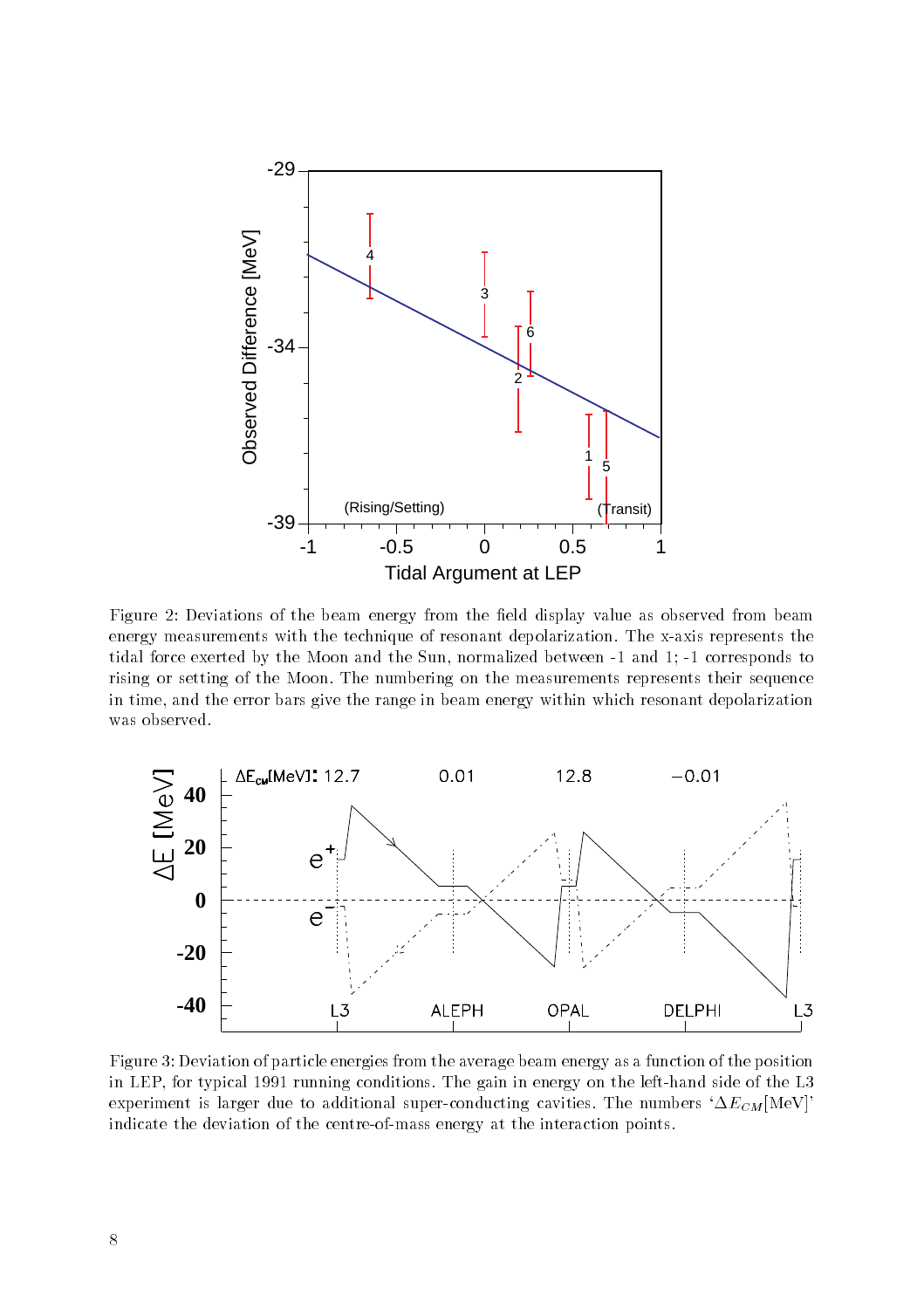-29

-34

-39

Observed Difference [MeV]

-1 -0.5 0 0.5 1

Tidal Argument at LEP

(Rising/Setting)

(Transit)

4 3 6 2 1 5

Figure 2: Deviations of the beam energy from the field display value as observed from beam energy measurements with the technique of resonant depolarization. The x-axis represents the tidal force exerted by the Moon and the Sun, normalized between -1 and 1; -1 corresponds to rising or setting of the Moon. The numbering on the measurements represents their sequence in time, and the error bars give the range in beam energy within which resonant depolarization was observed.

$\Delta E_{CM}$[MeV]: 12.7 0.01 12.8 −0.01

$\Delta E$ [MeV]

40

20

0

-20

-40

$e^+$

$e^-$

L3 ALEPH OPAL DELPHI L3

Figure 3: Deviation of particle energies from the average beam energy as a function of the position in LEP, for typical 1991 running conditions. The gain in energy on the left-hand side of the L3 experiment is larger due to additional super-conducting cavities. The numbers '$\Delta E_{CM}$[MeV]' indicate the deviation of the centre-of-mass energy at the interaction points.